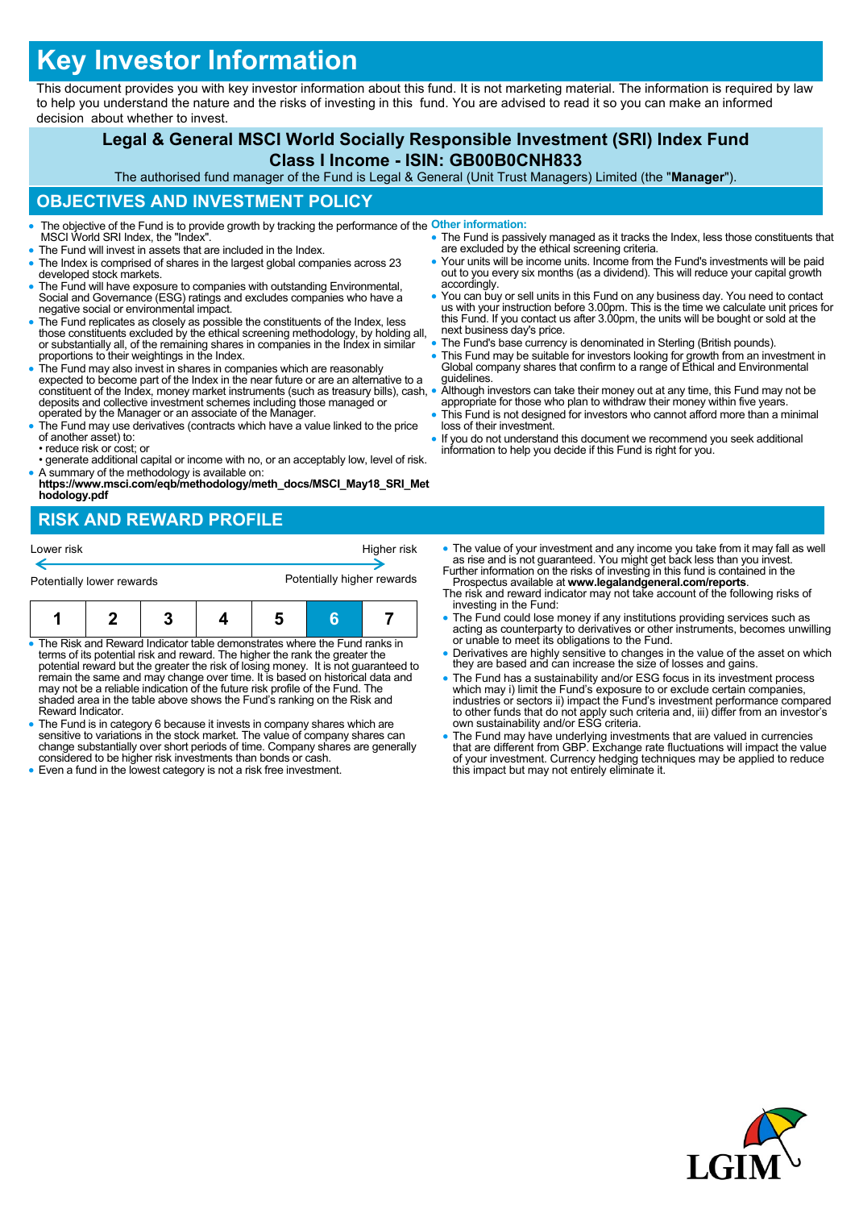# Key Investor Information

This document provides you with key investor information about this fund. It is not marketing material. The information is required by law to help you understand the nature and the risks of investing in this fund. You are advised to read it so you can make an informed decision about whether to invest.

## Legal & General MSCI World Socially Responsible Investment (SRI) Index Fund

### Class I Income - ISIN: GB00B0CNH833

The authorised fund manager of the Fund is Legal & General (Unit Trust Managers) Limited (the "**Manager**").

## OBJECTIVES AND INVESTMENT POLICY

- The objective of the Fund is to provide growth by tracking the performance of the MSCI World SRI Index, the "Index".
- The Fund will invest in assets that are included in the Index.
- The Index is comprised of shares in the largest global companies across 23 developed stock markets.
- The Fund will have exposure to companies with outstanding Environmental, Social and Governance (ESG) ratings and excludes companies who have a negative social or environmental impact.
- The Fund replicates as closely as possible the constituents of the Index, less those constituents excluded by the ethical screening methodology, by holding all, or substantially all, of the remaining shares in companies in the Index in similar proportions to their weightings in the Index.
- The Fund may also invest in shares in companies which are reasonably expected to become part of the Index in the near future or are an alternative to a constituent of the Index, money market instruments (such as treasury bills), cash, deposits and collective investment schemes including those managed or operated by the Manager or an associate of the Manager.
- The Fund may use derivatives (contracts which have a value linked to the price of another asset) to:
  • reduce risk or cost; or
  • generate additional capital or income with no, or an acceptably low, level of risk.
- A summary of the methodology is available on: **https://www.msci.com/eqb/methodology/meth_docs/MSCI_May18_SRI_Methodology.pdf**

**Other information:**

- The Fund is passively managed as it tracks the Index, less those constituents that are excluded by the ethical screening criteria.
- Your units will be income units. Income from the Fund's investments will be paid out to you every six months (as a dividend). This will reduce your capital growth accordingly.
- You can buy or sell units in this Fund on any business day. You need to contact us with your instruction before 3.00pm. This is the time we calculate unit prices for this Fund. If you contact us after 3.00pm, the units will be bought or sold at the next business day's price.
- The Fund's base currency is denominated in Sterling (British pounds).
- This Fund may be suitable for investors looking for growth from an investment in Global company shares that confirm to a range of Ethical and Environmental guidelines.
- Although investors can take their money out at any time, this Fund may not be appropriate for those who plan to withdraw their money within five years.
- This Fund is not designed for investors who cannot afford more than a minimal loss of their investment.
- If you do not understand this document we recommend you seek additional information to help you decide if this Fund is right for you.

## RISK AND REWARD PROFILE

Lower risk ← → Higher risk

Potentially lower rewards — Potentially higher rewards

| 1 | 2 | 3 | 4 | 5 | **6** | 7 |
|---|---|---|---|---|---|---|

- The Risk and Reward Indicator table demonstrates where the Fund ranks in terms of its potential risk and reward. The higher the rank the greater the potential reward but the greater the risk of losing money. It is not guaranteed to remain the same and may change over time. It is based on historical data and may not be a reliable indication of the future risk profile of the Fund. The shaded area in the table above shows the Fund's ranking on the Risk and Reward Indicator.
- The Fund is in category 6 because it invests in company shares which are sensitive to variations in the stock market. The value of company shares can change substantially over short periods of time. Company shares are generally considered to be higher risk investments than bonds or cash.
- Even a fund in the lowest category is not a risk free investment.
- The value of your investment and any income you take from it may fall as well as rise and is not guaranteed. You might get back less than you invest.

Further information on the risks of investing in this fund is contained in the Prospectus available at **www.legalandgeneral.com/reports**.

The risk and reward indicator may not take account of the following risks of investing in the Fund:

- The Fund could lose money if any institutions providing services such as acting as counterparty to derivatives or other instruments, becomes unwilling or unable to meet its obligations to the Fund.
- Derivatives are highly sensitive to changes in the value of the asset on which they are based and can increase the size of losses and gains.
- The Fund has a sustainability and/or ESG focus in its investment process which may i) limit the Fund's exposure to or exclude certain companies, industries or sectors ii) impact the Fund's investment performance compared to other funds that do not apply such criteria and, iii) differ from an investor's own sustainability and/or ESG criteria.
- The Fund may have underlying investments that are valued in currencies that are different from GBP. Exchange rate fluctuations will impact the value of your investment. Currency hedging techniques may be applied to reduce this impact but may not entirely eliminate it.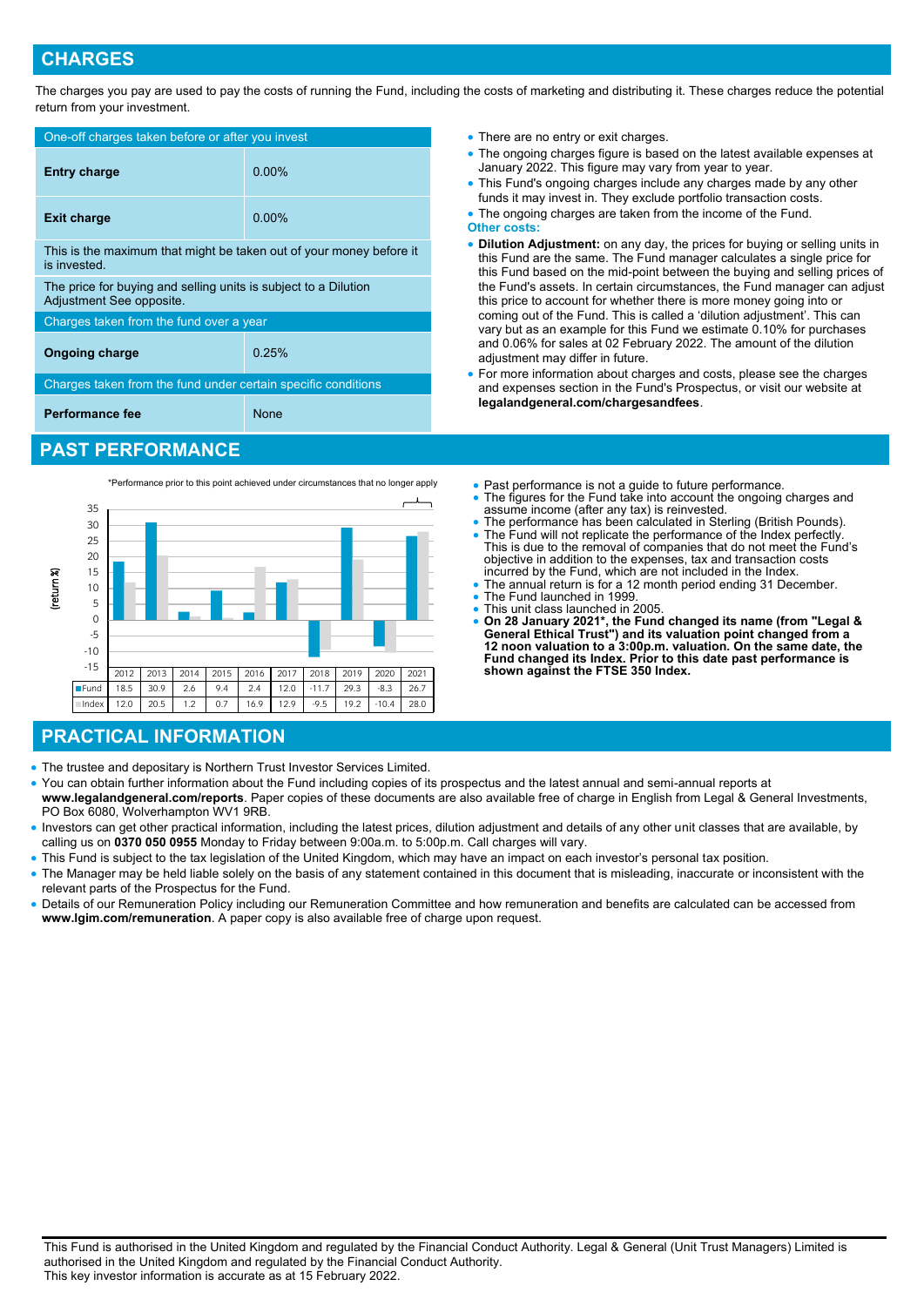## CHARGES

The charges you pay are used to pay the costs of running the Fund, including the costs of marketing and distributing it. These charges reduce the potential return from your investment.

| One-off charges taken before or after you invest | |
|---|---|
| **Entry charge** | 0.00% |
| **Exit charge** | 0.00% |
| This is the maximum that might be taken out of your money before it is invested. | |
| The price for buying and selling units is subject to a Dilution Adjustment See opposite. | |
| Charges taken from the fund over a year | |
| **Ongoing charge** | 0.25% |
| Charges taken from the fund under certain specific conditions | |
| **Performance fee** | None |

- There are no entry or exit charges.
- The ongoing charges figure is based on the latest available expenses at January 2022. This figure may vary from year to year.
- This Fund's ongoing charges include any charges made by any other funds it may invest in. They exclude portfolio transaction costs.
- The ongoing charges are taken from the income of the Fund.

**Other costs:**

- **Dilution Adjustment:** on any day, the prices for buying or selling units in this Fund are the same. The Fund manager calculates a single price for this Fund based on the mid-point between the buying and selling prices of the Fund's assets. In certain circumstances, the Fund manager can adjust this price to account for whether there is more money going into or coming out of the Fund. This is called a 'dilution adjustment'. This can vary but as an example for this Fund we estimate 0.10% for purchases and 0.06% for sales at 02 February 2022. The amount of the dilution adjustment may differ in future.
- For more information about charges and costs, please see the charges and expenses section in the Fund's Prospectus, or visit our website at **legalandgeneral.com/chargesandfees**.

## PAST PERFORMANCE

*Performance prior to this point achieved under circumstances that no longer apply

(return %)

35
30
25
20
15
10
5
0
-5
-10
-15

| | 2012 | 2013 | 2014 | 2015 | 2016 | 2017 | 2018 | 2019 | 2020 | 2021 |
|---|---|---|---|---|---|---|---|---|---|---|
| Fund | 18.5 | 30.9 | 2.6 | 9.4 | 2.4 | 12.0 | -11.7 | 29.3 | -8.3 | 26.7 |
| Index | 12.0 | 20.5 | 1.2 | 0.7 | 16.9 | 12.9 | -9.5 | 19.2 | -10.4 | 28.0 |

- Past performance is not a guide to future performance.
- The figures for the Fund take into account the ongoing charges and assume income (after any tax) is reinvested.
- The performance has been calculated in Sterling (British Pounds).
- The Fund will not replicate the performance of the Index perfectly. This is due to the removal of companies that do not meet the Fund's objective in addition to the expenses, tax and transaction costs incurred by the Fund, which are not included in the Index.
- The annual return is for a 12 month period ending 31 December.
- The Fund launched in 1999.
- This unit class launched in 2005.
- **On 28 January 2021*, the Fund changed its name (from "Legal & General Ethical Trust") and its valuation point changed from a 12 noon valuation to a 3:00p.m. valuation. On the same date, the Fund changed its Index. Prior to this date past performance is shown against the FTSE 350 Index.**

## PRACTICAL INFORMATION

- The trustee and depositary is Northern Trust Investor Services Limited.
- You can obtain further information about the Fund including copies of its prospectus and the latest annual and semi-annual reports at **www.legalandgeneral.com/reports**. Paper copies of these documents are also available free of charge in English from Legal & General Investments, PO Box 6080, Wolverhampton WV1 9RB.
- Investors can get other practical information, including the latest prices, dilution adjustment and details of any other unit classes that are available, by calling us on **0370 050 0955** Monday to Friday between 9:00a.m. to 5:00p.m. Call charges will vary.
- This Fund is subject to the tax legislation of the United Kingdom, which may have an impact on each investor's personal tax position.
- The Manager may be held liable solely on the basis of any statement contained in this document that is misleading, inaccurate or inconsistent with the relevant parts of the Prospectus for the Fund.
- Details of our Remuneration Policy including our Remuneration Committee and how remuneration and benefits are calculated can be accessed from **www.lgim.com/remuneration**. A paper copy is also available free of charge upon request.

This Fund is authorised in the United Kingdom and regulated by the Financial Conduct Authority. Legal & General (Unit Trust Managers) Limited is authorised in the United Kingdom and regulated by the Financial Conduct Authority.
This key investor information is accurate as at 15 February 2022.